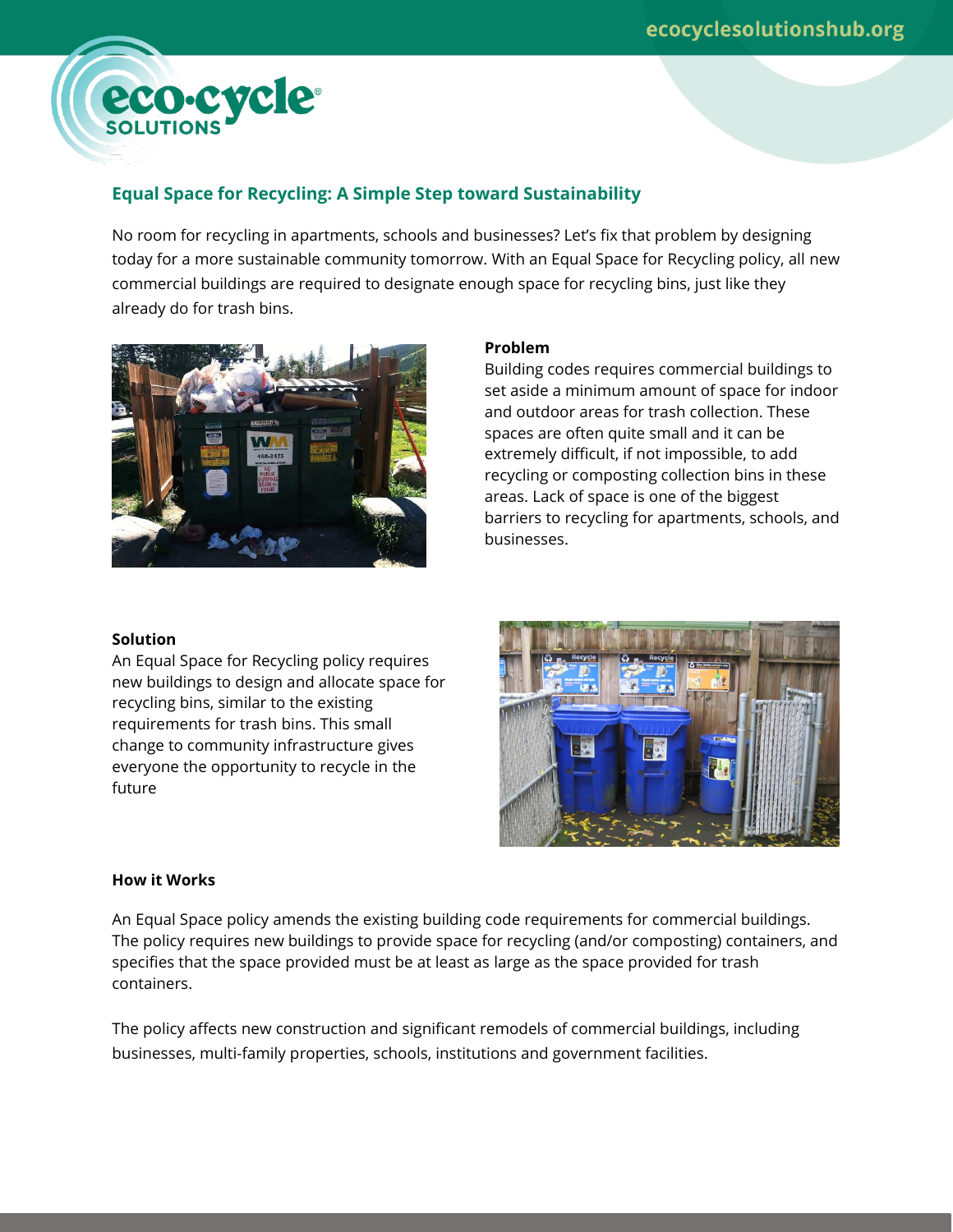## Equal Space for Recycling: A Simple Step toward Sustainability

No room for recycling in apartments, schools and businesses? Let's fix that problem by designing today for a more sustainable community tomorrow. With an Equal Space for Recycling policy, all new commercial buildings are required to designate enough space for recycling bins, just like they already do for trash bins.

**Problem**

Building codes requires commercial buildings to set aside a minimum amount of space for indoor and outdoor areas for trash collection. These spaces are often quite small and it can be extremely difficult, if not impossible, to add recycling or composting collection bins in these areas. Lack of space is one of the biggest barriers to recycling for apartments, schools, and businesses.

**Solution**

An Equal Space for Recycling policy requires new buildings to design and allocate space for recycling bins, similar to the existing requirements for trash bins. This small change to community infrastructure gives everyone the opportunity to recycle in the future

**How it Works**

An Equal Space policy amends the existing building code requirements for commercial buildings. The policy requires new buildings to provide space for recycling (and/or composting) containers, and specifies that the space provided must be at least as large as the space provided for trash containers.

The policy affects new construction and significant remodels of commercial buildings, including businesses, multi-family properties, schools, institutions and government facilities.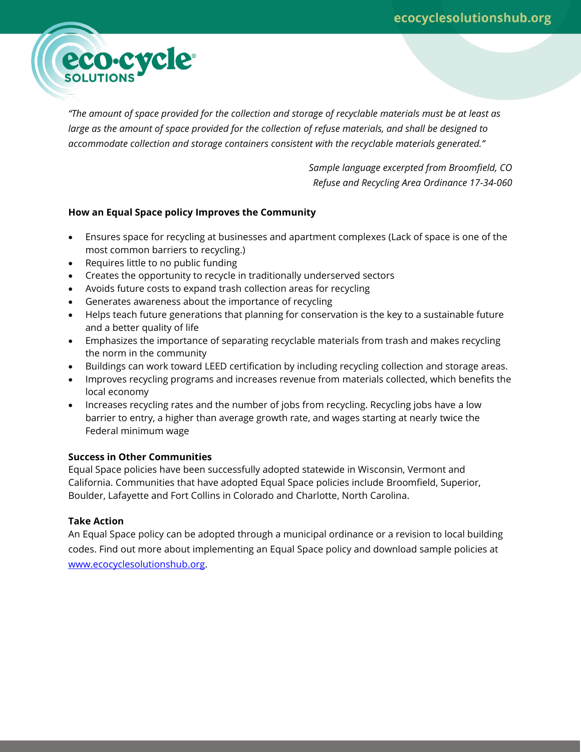*"The amount of space provided for the collection and storage of recyclable materials must be at least as large as the amount of space provided for the collection of refuse materials, and shall be designed to accommodate collection and storage containers consistent with the recyclable materials generated."*

*Sample language excerpted from Broomfield, CO Refuse and Recycling Area Ordinance 17-34-060*

**How an Equal Space policy Improves the Community**

- Ensures space for recycling at businesses and apartment complexes (Lack of space is one of the most common barriers to recycling.)
- Requires little to no public funding
- Creates the opportunity to recycle in traditionally underserved sectors
- Avoids future costs to expand trash collection areas for recycling
- Generates awareness about the importance of recycling
- Helps teach future generations that planning for conservation is the key to a sustainable future and a better quality of life
- Emphasizes the importance of separating recyclable materials from trash and makes recycling the norm in the community
- Buildings can work toward LEED certification by including recycling collection and storage areas.
- Improves recycling programs and increases revenue from materials collected, which benefits the local economy
- Increases recycling rates and the number of jobs from recycling. Recycling jobs have a low barrier to entry, a higher than average growth rate, and wages starting at nearly twice the Federal minimum wage

**Success in Other Communities**

Equal Space policies have been successfully adopted statewide in Wisconsin, Vermont and California. Communities that have adopted Equal Space policies include Broomfield, Superior, Boulder, Lafayette and Fort Collins in Colorado and Charlotte, North Carolina.

**Take Action**

An Equal Space policy can be adopted through a municipal ordinance or a revision to local building codes. Find out more about implementing an Equal Space policy and download sample policies at [www.ecocyclesolutionshub.org](www.ecocyclesolutionshub.org).